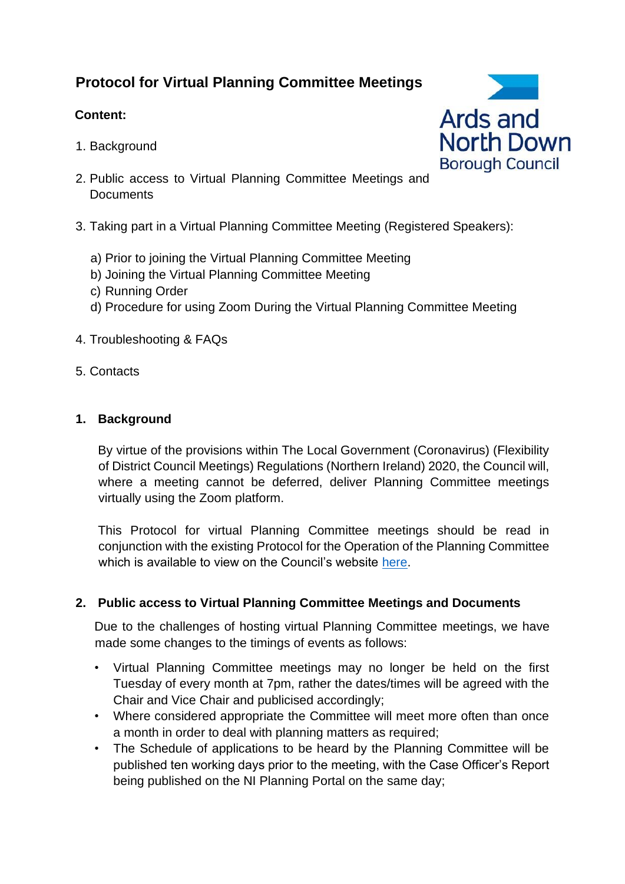# Protocol for Virtual Planning Committee Meetings

**Content:**

1. Background
2. Public access to Virtual Planning Committee Meetings and Documents
3. Taking part in a Virtual Planning Committee Meeting (Registered Speakers):
   a) Prior to joining the Virtual Planning Committee Meeting
   b) Joining the Virtual Planning Committee Meeting
   c) Running Order
   d) Procedure for using Zoom During the Virtual Planning Committee Meeting
4. Troubleshooting & FAQs
5. Contacts

## 1. Background

By virtue of the provisions within The Local Government (Coronavirus) (Flexibility of District Council Meetings) Regulations (Northern Ireland) 2020, the Council will, where a meeting cannot be deferred, deliver Planning Committee meetings virtually using the Zoom platform.

This Protocol for virtual Planning Committee meetings should be read in conjunction with the existing Protocol for the Operation of the Planning Committee which is available to view on the Council's website here.

## 2. Public access to Virtual Planning Committee Meetings and Documents

Due to the challenges of hosting virtual Planning Committee meetings, we have made some changes to the timings of events as follows:

- Virtual Planning Committee meetings may no longer be held on the first Tuesday of every month at 7pm, rather the dates/times will be agreed with the Chair and Vice Chair and publicised accordingly;
- Where considered appropriate the Committee will meet more often than once a month in order to deal with planning matters as required;
- The Schedule of applications to be heard by the Planning Committee will be published ten working days prior to the meeting, with the Case Officer's Report being published on the NI Planning Portal on the same day;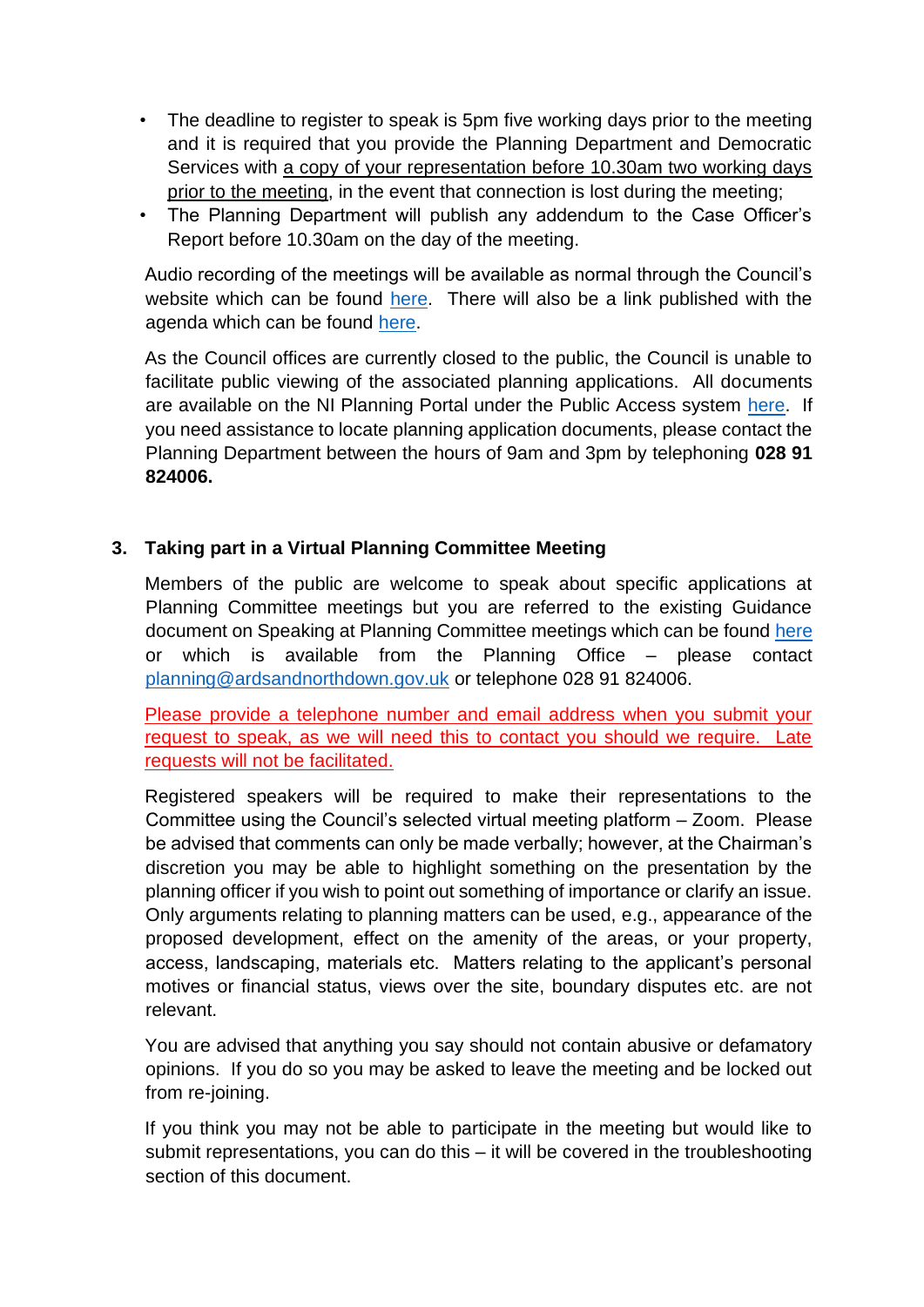- The deadline to register to speak is 5pm five working days prior to the meeting and it is required that you provide the Planning Department and Democratic Services with a copy of your representation before 10.30am two working days prior to the meeting, in the event that connection is lost during the meeting;
- The Planning Department will publish any addendum to the Case Officer's Report before 10.30am on the day of the meeting.

Audio recording of the meetings will be available as normal through the Council's website which can be found here. There will also be a link published with the agenda which can be found here.

As the Council offices are currently closed to the public, the Council is unable to facilitate public viewing of the associated planning applications. All documents are available on the NI Planning Portal under the Public Access system here. If you need assistance to locate planning application documents, please contact the Planning Department between the hours of 9am and 3pm by telephoning **028 91 824006.**

## 3. Taking part in a Virtual Planning Committee Meeting

Members of the public are welcome to speak about specific applications at Planning Committee meetings but you are referred to the existing Guidance document on Speaking at Planning Committee meetings which can be found here or which is available from the Planning Office – please contact planning@ardsandnorthdown.gov.uk or telephone 028 91 824006.

Please provide a telephone number and email address when you submit your request to speak, as we will need this to contact you should we require. Late requests will not be facilitated.

Registered speakers will be required to make their representations to the Committee using the Council's selected virtual meeting platform – Zoom. Please be advised that comments can only be made verbally; however, at the Chairman's discretion you may be able to highlight something on the presentation by the planning officer if you wish to point out something of importance or clarify an issue. Only arguments relating to planning matters can be used, e.g., appearance of the proposed development, effect on the amenity of the areas, or your property, access, landscaping, materials etc. Matters relating to the applicant's personal motives or financial status, views over the site, boundary disputes etc. are not relevant.

You are advised that anything you say should not contain abusive or defamatory opinions. If you do so you may be asked to leave the meeting and be locked out from re-joining.

If you think you may not be able to participate in the meeting but would like to submit representations, you can do this – it will be covered in the troubleshooting section of this document.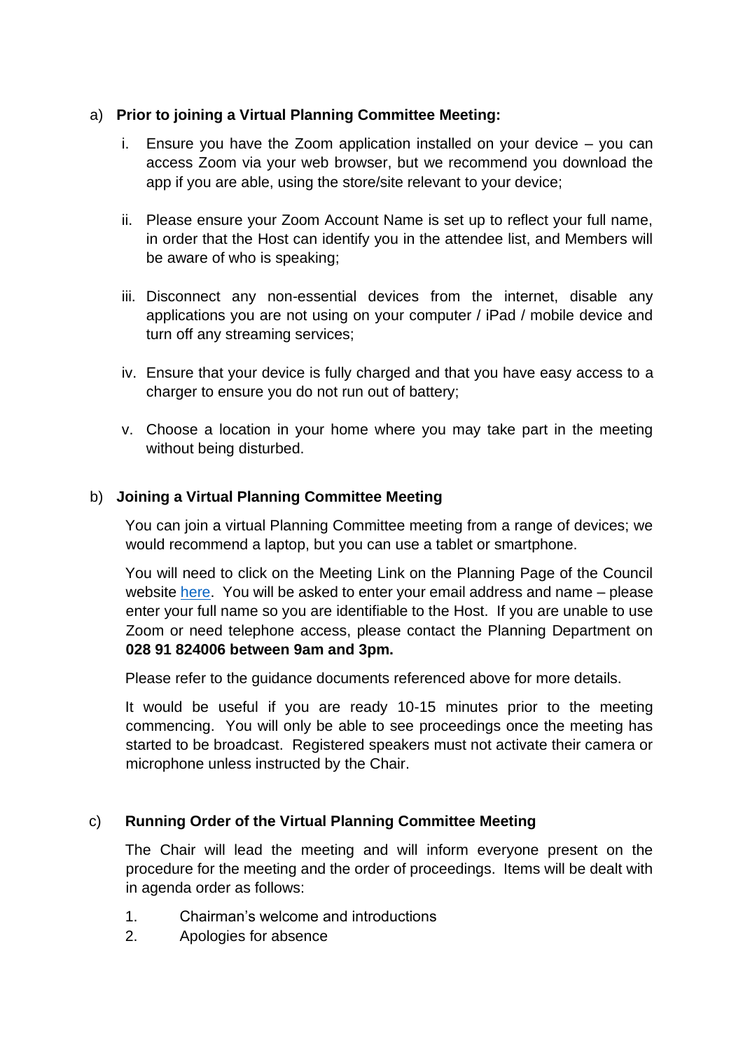a) **Prior to joining a Virtual Planning Committee Meeting:**

   i. Ensure you have the Zoom application installed on your device – you can access Zoom via your web browser, but we recommend you download the app if you are able, using the store/site relevant to your device;

   ii. Please ensure your Zoom Account Name is set up to reflect your full name, in order that the Host can identify you in the attendee list, and Members will be aware of who is speaking;

   iii. Disconnect any non-essential devices from the internet, disable any applications you are not using on your computer / iPad / mobile device and turn off any streaming services;

   iv. Ensure that your device is fully charged and that you have easy access to a charger to ensure you do not run out of battery;

   v. Choose a location in your home where you may take part in the meeting without being disturbed.

b) **Joining a Virtual Planning Committee Meeting**

You can join a virtual Planning Committee meeting from a range of devices; we would recommend a laptop, but you can use a tablet or smartphone.

You will need to click on the Meeting Link on the Planning Page of the Council website here. You will be asked to enter your email address and name – please enter your full name so you are identifiable to the Host. If you are unable to use Zoom or need telephone access, please contact the Planning Department on **028 91 824006 between 9am and 3pm.**

Please refer to the guidance documents referenced above for more details.

It would be useful if you are ready 10-15 minutes prior to the meeting commencing. You will only be able to see proceedings once the meeting has started to be broadcast. Registered speakers must not activate their camera or microphone unless instructed by the Chair.

c) **Running Order of the Virtual Planning Committee Meeting**

The Chair will lead the meeting and will inform everyone present on the procedure for the meeting and the order of proceedings. Items will be dealt with in agenda order as follows:

1. Chairman's welcome and introductions
2. Apologies for absence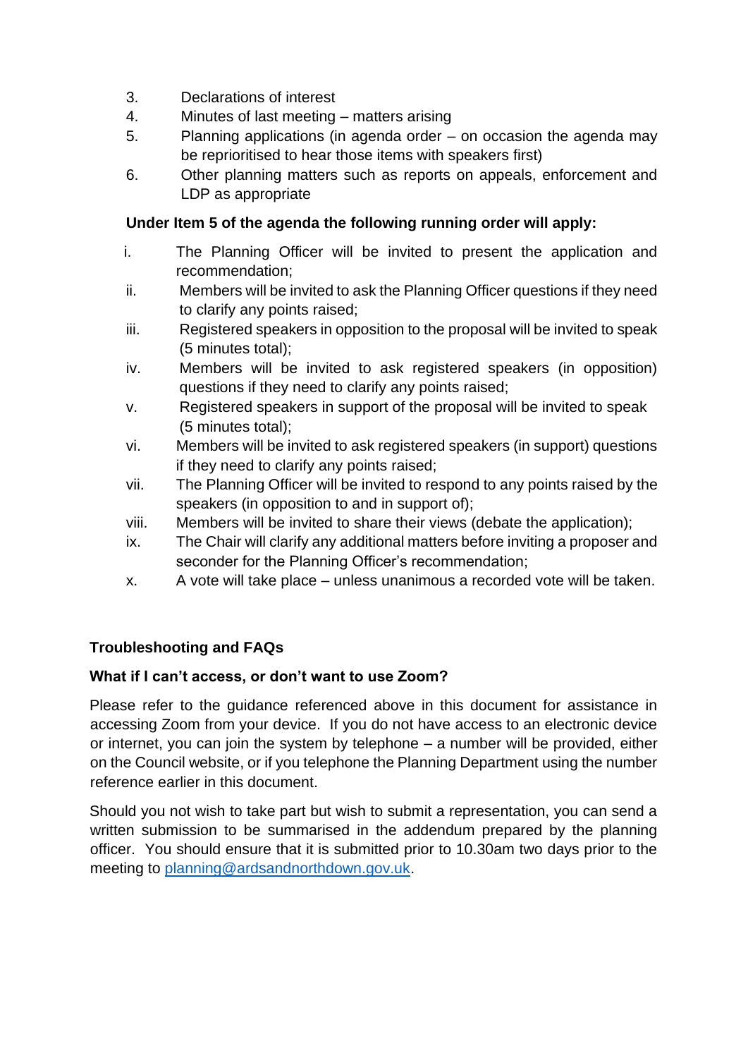3. Declarations of interest
4. Minutes of last meeting – matters arising
5. Planning applications (in agenda order – on occasion the agenda may be reprioritised to hear those items with speakers first)
6. Other planning matters such as reports on appeals, enforcement and LDP as appropriate

**Under Item 5 of the agenda the following running order will apply:**

i. The Planning Officer will be invited to present the application and recommendation;
ii. Members will be invited to ask the Planning Officer questions if they need to clarify any points raised;
iii. Registered speakers in opposition to the proposal will be invited to speak (5 minutes total);
iv. Members will be invited to ask registered speakers (in opposition) questions if they need to clarify any points raised;
v. Registered speakers in support of the proposal will be invited to speak (5 minutes total);
vi. Members will be invited to ask registered speakers (in support) questions if they need to clarify any points raised;
vii. The Planning Officer will be invited to respond to any points raised by the speakers (in opposition to and in support of);
viii. Members will be invited to share their views (debate the application);
ix. The Chair will clarify any additional matters before inviting a proposer and seconder for the Planning Officer's recommendation;
x. A vote will take place – unless unanimous a recorded vote will be taken.

## Troubleshooting and FAQs

### What if I can't access, or don't want to use Zoom?

Please refer to the guidance referenced above in this document for assistance in accessing Zoom from your device. If you do not have access to an electronic device or internet, you can join the system by telephone – a number will be provided, either on the Council website, or if you telephone the Planning Department using the number reference earlier in this document.

Should you not wish to take part but wish to submit a representation, you can send a written submission to be summarised in the addendum prepared by the planning officer. You should ensure that it is submitted prior to 10.30am two days prior to the meeting to planning@ardsandnorthdown.gov.uk.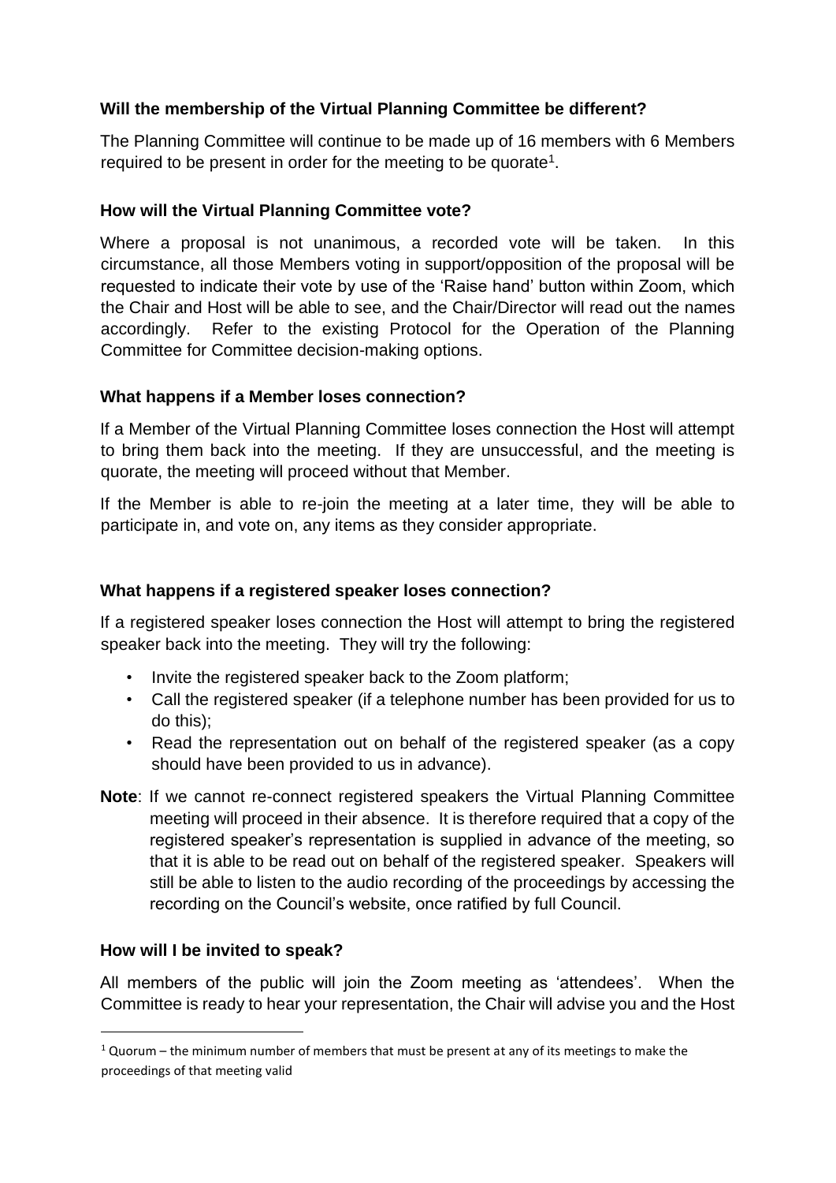**Will the membership of the Virtual Planning Committee be different?**

The Planning Committee will continue to be made up of 16 members with 6 Members required to be present in order for the meeting to be quorate[1].

**How will the Virtual Planning Committee vote?**

Where a proposal is not unanimous, a recorded vote will be taken. In this circumstance, all those Members voting in support/opposition of the proposal will be requested to indicate their vote by use of the 'Raise hand' button within Zoom, which the Chair and Host will be able to see, and the Chair/Director will read out the names accordingly. Refer to the existing Protocol for the Operation of the Planning Committee for Committee decision-making options.

**What happens if a Member loses connection?**

If a Member of the Virtual Planning Committee loses connection the Host will attempt to bring them back into the meeting. If they are unsuccessful, and the meeting is quorate, the meeting will proceed without that Member.

If the Member is able to re-join the meeting at a later time, they will be able to participate in, and vote on, any items as they consider appropriate.

**What happens if a registered speaker loses connection?**

If a registered speaker loses connection the Host will attempt to bring the registered speaker back into the meeting. They will try the following:

- Invite the registered speaker back to the Zoom platform;
- Call the registered speaker (if a telephone number has been provided for us to do this);
- Read the representation out on behalf of the registered speaker (as a copy should have been provided to us in advance).

**Note**: If we cannot re-connect registered speakers the Virtual Planning Committee meeting will proceed in their absence. It is therefore required that a copy of the registered speaker's representation is supplied in advance of the meeting, so that it is able to be read out on behalf of the registered speaker. Speakers will still be able to listen to the audio recording of the proceedings by accessing the recording on the Council's website, once ratified by full Council.

**How will I be invited to speak?**

All members of the public will join the Zoom meeting as 'attendees'. When the Committee is ready to hear your representation, the Chair will advise you and the Host

[1] Quorum – the minimum number of members that must be present at any of its meetings to make the proceedings of that meeting valid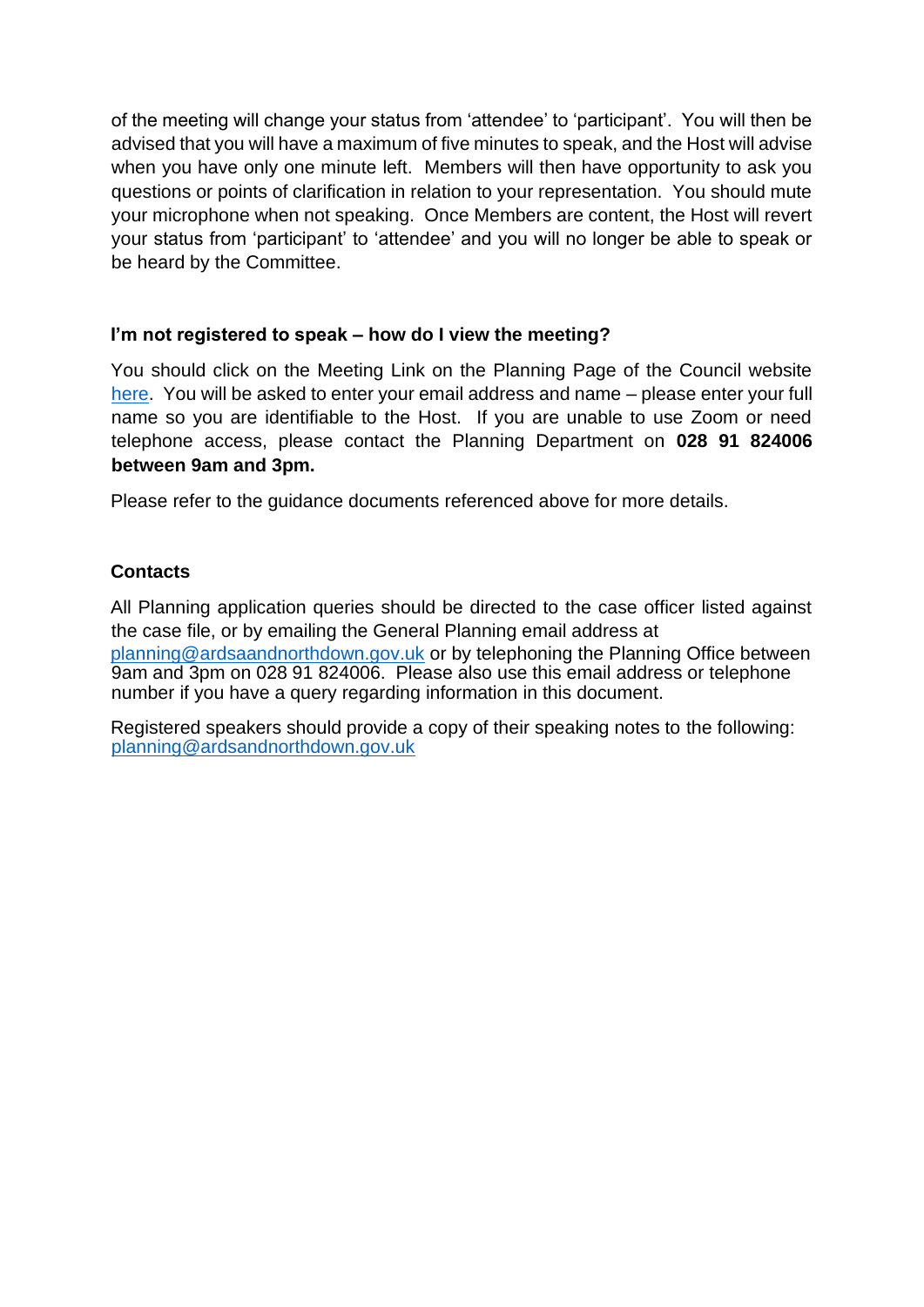of the meeting will change your status from 'attendee' to 'participant'. You will then be advised that you will have a maximum of five minutes to speak, and the Host will advise when you have only one minute left. Members will then have opportunity to ask you questions or points of clarification in relation to your representation. You should mute your microphone when not speaking. Once Members are content, the Host will revert your status from 'participant' to 'attendee' and you will no longer be able to speak or be heard by the Committee.

### I'm not registered to speak – how do I view the meeting?

You should click on the Meeting Link on the Planning Page of the Council website here. You will be asked to enter your email address and name – please enter your full name so you are identifiable to the Host. If you are unable to use Zoom or need telephone access, please contact the Planning Department on **028 91 824006 between 9am and 3pm.**

Please refer to the guidance documents referenced above for more details.

### Contacts

All Planning application queries should be directed to the case officer listed against the case file, or by emailing the General Planning email address at planning@ardsaandnorthdown.gov.uk or by telephoning the Planning Office between 9am and 3pm on 028 91 824006. Please also use this email address or telephone number if you have a query regarding information in this document.

Registered speakers should provide a copy of their speaking notes to the following: planning@ardsandnorthdown.gov.uk